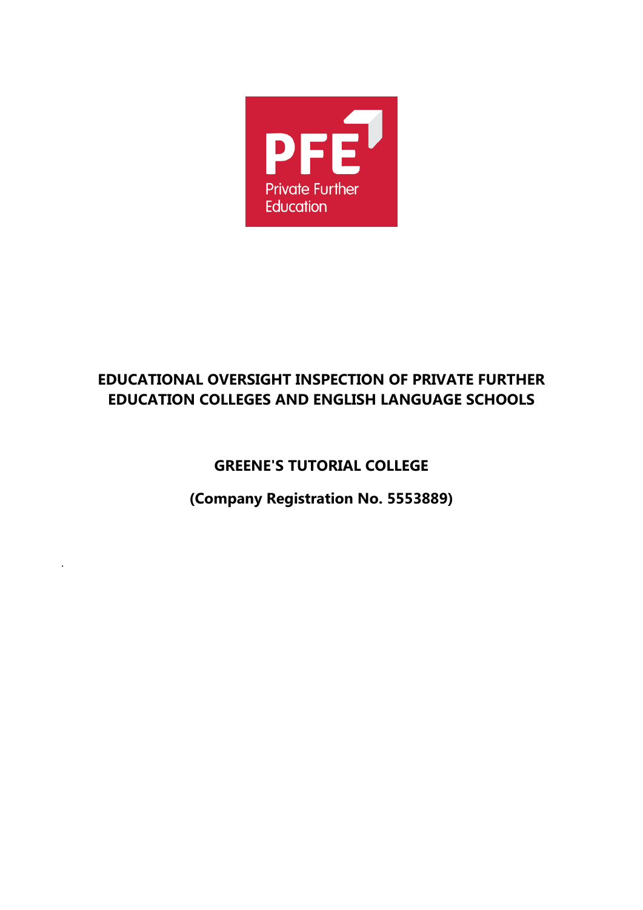PFE

Private Further Education

# EDUCATIONAL OVERSIGHT INSPECTION OF PRIVATE FURTHER EDUCATION COLLEGES AND ENGLISH LANGUAGE SCHOOLS

## GREENE'S TUTORIAL COLLEGE

## (Company Registration No. 5553889)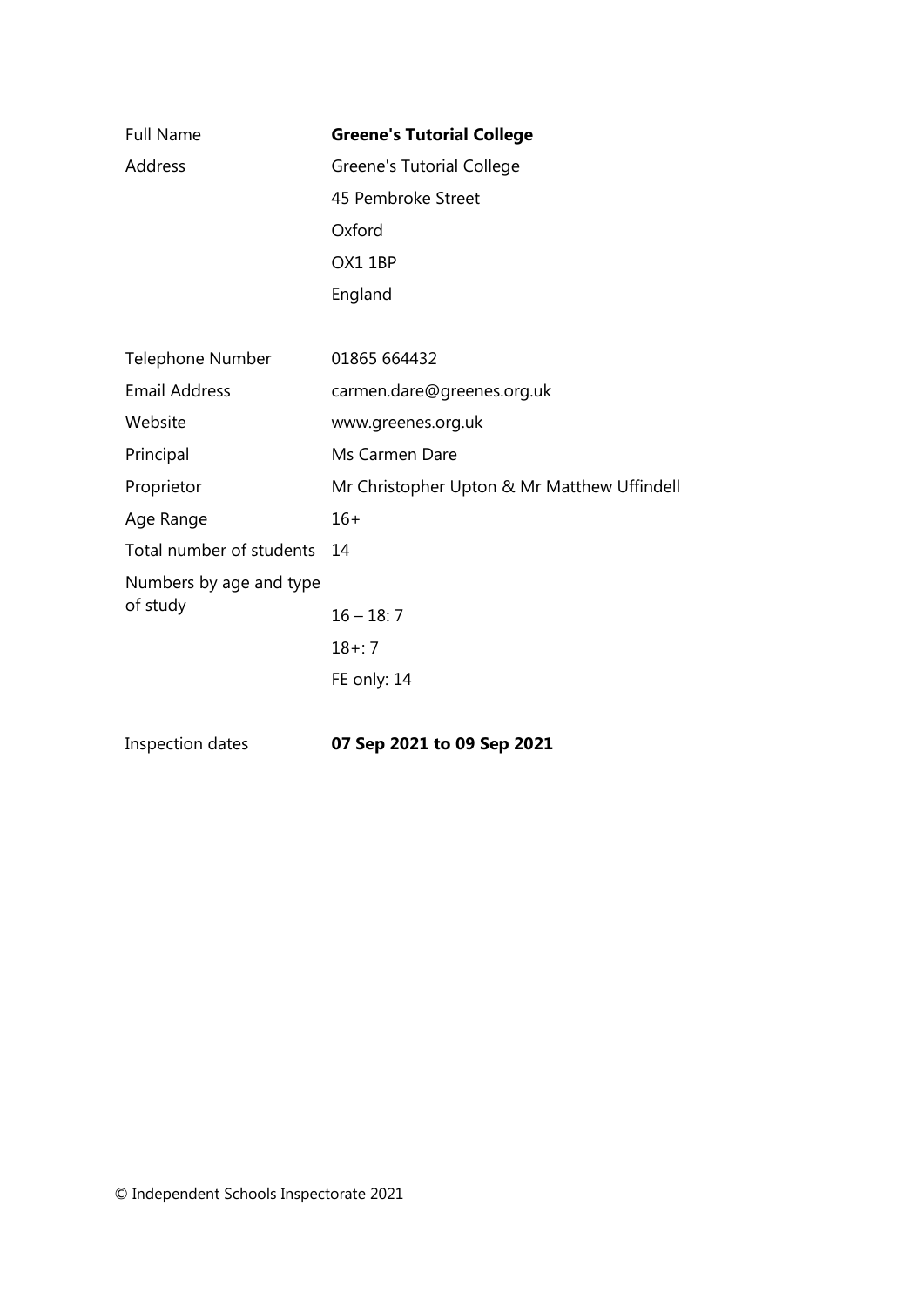| | |
|---|---|
| Full Name | **Greene's Tutorial College** |
| Address | Greene's Tutorial College<br>45 Pembroke Street<br>Oxford<br>OX1 1BP<br>England |
| Telephone Number | 01865 664432 |
| Email Address | carmen.dare@greenes.org.uk |
| Website | www.greenes.org.uk |
| Principal | Ms Carmen Dare |
| Proprietor | Mr Christopher Upton & Mr Matthew Uffindell |
| Age Range | 16+ |
| Total number of students | 14 |
| Numbers by age and type of study | 16 – 18: 7<br>18+: 7<br>FE only: 14 |
| Inspection dates | **07 Sep 2021 to 09 Sep 2021** |

© Independent Schools Inspectorate 2021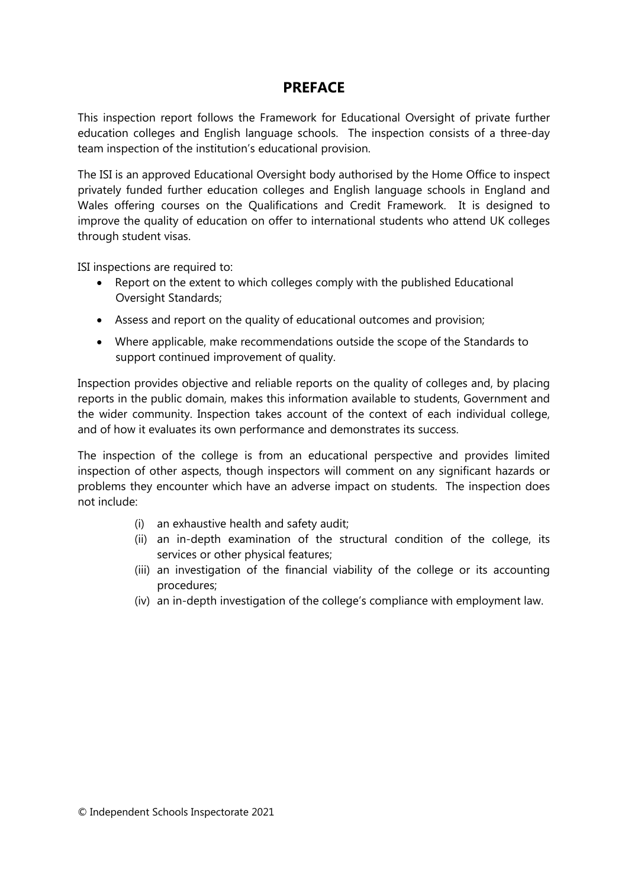## PREFACE

This inspection report follows the Framework for Educational Oversight of private further education colleges and English language schools. The inspection consists of a three-day team inspection of the institution's educational provision.

The ISI is an approved Educational Oversight body authorised by the Home Office to inspect privately funded further education colleges and English language schools in England and Wales offering courses on the Qualifications and Credit Framework. It is designed to improve the quality of education on offer to international students who attend UK colleges through student visas.

ISI inspections are required to:

- Report on the extent to which colleges comply with the published Educational Oversight Standards;
- Assess and report on the quality of educational outcomes and provision;
- Where applicable, make recommendations outside the scope of the Standards to support continued improvement of quality.

Inspection provides objective and reliable reports on the quality of colleges and, by placing reports in the public domain, makes this information available to students, Government and the wider community. Inspection takes account of the context of each individual college, and of how it evaluates its own performance and demonstrates its success.

The inspection of the college is from an educational perspective and provides limited inspection of other aspects, though inspectors will comment on any significant hazards or problems they encounter which have an adverse impact on students. The inspection does not include:

(i) an exhaustive health and safety audit;
(ii) an in-depth examination of the structural condition of the college, its services or other physical features;
(iii) an investigation of the financial viability of the college or its accounting procedures;
(iv) an in-depth investigation of the college's compliance with employment law.

© Independent Schools Inspectorate 2021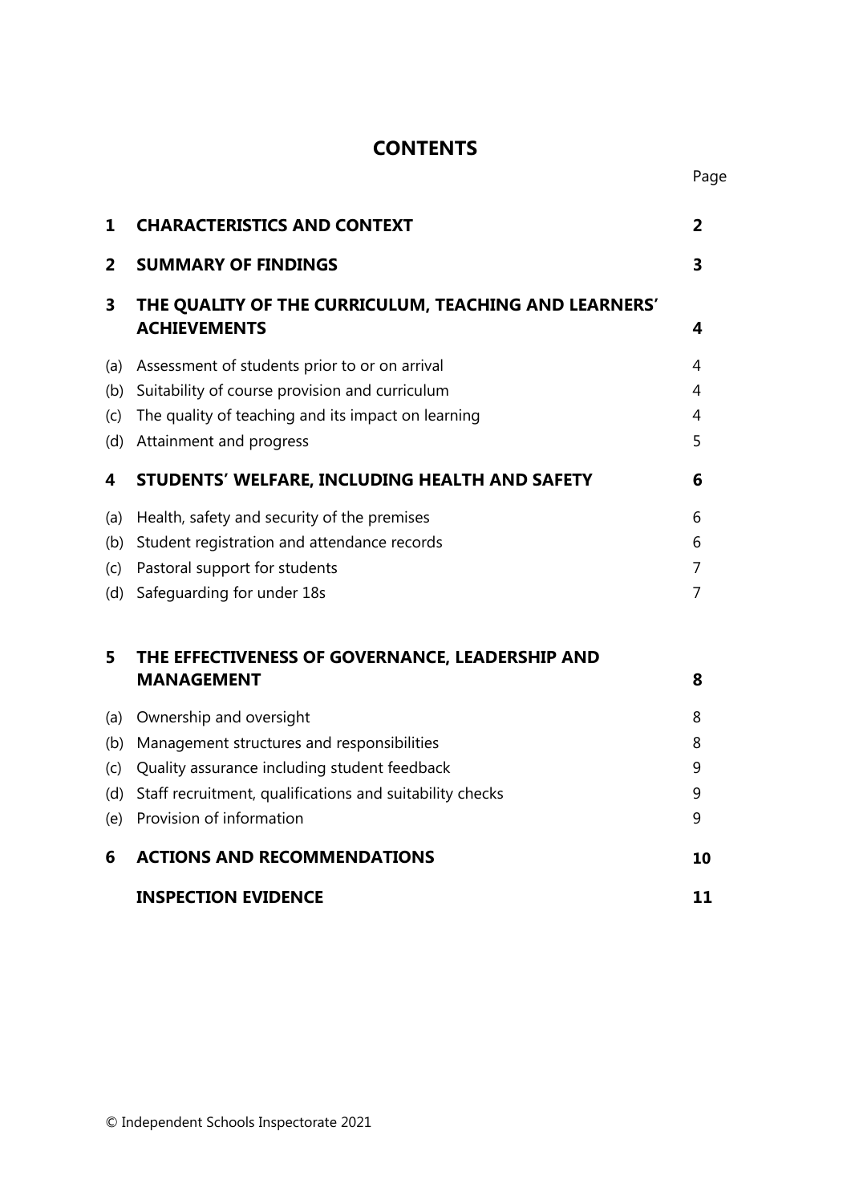# CONTENTS

| | | Page |
|---|---|---|
| **1** | **CHARACTERISTICS AND CONTEXT** | **2** |
| **2** | **SUMMARY OF FINDINGS** | **3** |
| **3** | **THE QUALITY OF THE CURRICULUM, TEACHING AND LEARNERS' ACHIEVEMENTS** | **4** |
| (a) | Assessment of students prior to or on arrival | 4 |
| (b) | Suitability of course provision and curriculum | 4 |
| (c) | The quality of teaching and its impact on learning | 4 |
| (d) | Attainment and progress | 5 |
| **4** | **STUDENTS' WELFARE, INCLUDING HEALTH AND SAFETY** | **6** |
| (a) | Health, safety and security of the premises | 6 |
| (b) | Student registration and attendance records | 6 |
| (c) | Pastoral support for students | 7 |
| (d) | Safeguarding for under 18s | 7 |
| **5** | **THE EFFECTIVENESS OF GOVERNANCE, LEADERSHIP AND MANAGEMENT** | **8** |
| (a) | Ownership and oversight | 8 |
| (b) | Management structures and responsibilities | 8 |
| (c) | Quality assurance including student feedback | 9 |
| (d) | Staff recruitment, qualifications and suitability checks | 9 |
| (e) | Provision of information | 9 |
| **6** | **ACTIONS AND RECOMMENDATIONS** | **10** |
| | **INSPECTION EVIDENCE** | **11** |

© Independent Schools Inspectorate 2021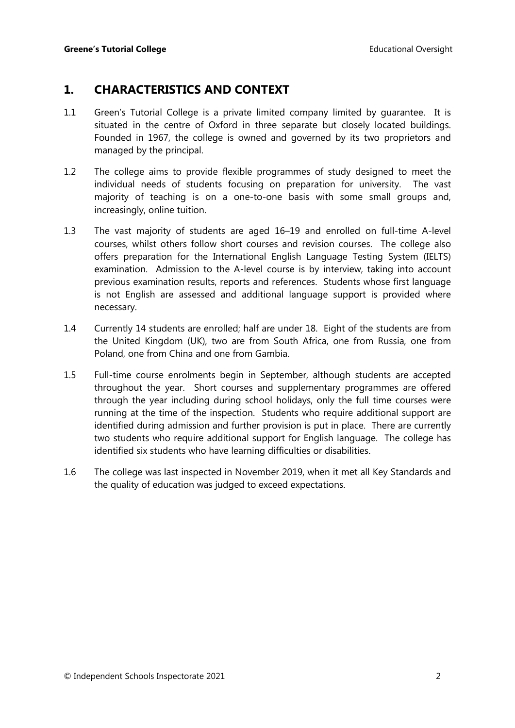## 1. CHARACTERISTICS AND CONTEXT

1.1 Green's Tutorial College is a private limited company limited by guarantee. It is situated in the centre of Oxford in three separate but closely located buildings. Founded in 1967, the college is owned and governed by its two proprietors and managed by the principal.

1.2 The college aims to provide flexible programmes of study designed to meet the individual needs of students focusing on preparation for university. The vast majority of teaching is on a one-to-one basis with some small groups and, increasingly, online tuition.

1.3 The vast majority of students are aged 16–19 and enrolled on full-time A-level courses, whilst others follow short courses and revision courses. The college also offers preparation for the International English Language Testing System (IELTS) examination. Admission to the A-level course is by interview, taking into account previous examination results, reports and references. Students whose first language is not English are assessed and additional language support is provided where necessary.

1.4 Currently 14 students are enrolled; half are under 18. Eight of the students are from the United Kingdom (UK), two are from South Africa, one from Russia, one from Poland, one from China and one from Gambia.

1.5 Full-time course enrolments begin in September, although students are accepted throughout the year. Short courses and supplementary programmes are offered through the year including during school holidays, only the full time courses were running at the time of the inspection. Students who require additional support are identified during admission and further provision is put in place. There are currently two students who require additional support for English language. The college has identified six students who have learning difficulties or disabilities.

1.6 The college was last inspected in November 2019, when it met all Key Standards and the quality of education was judged to exceed expectations.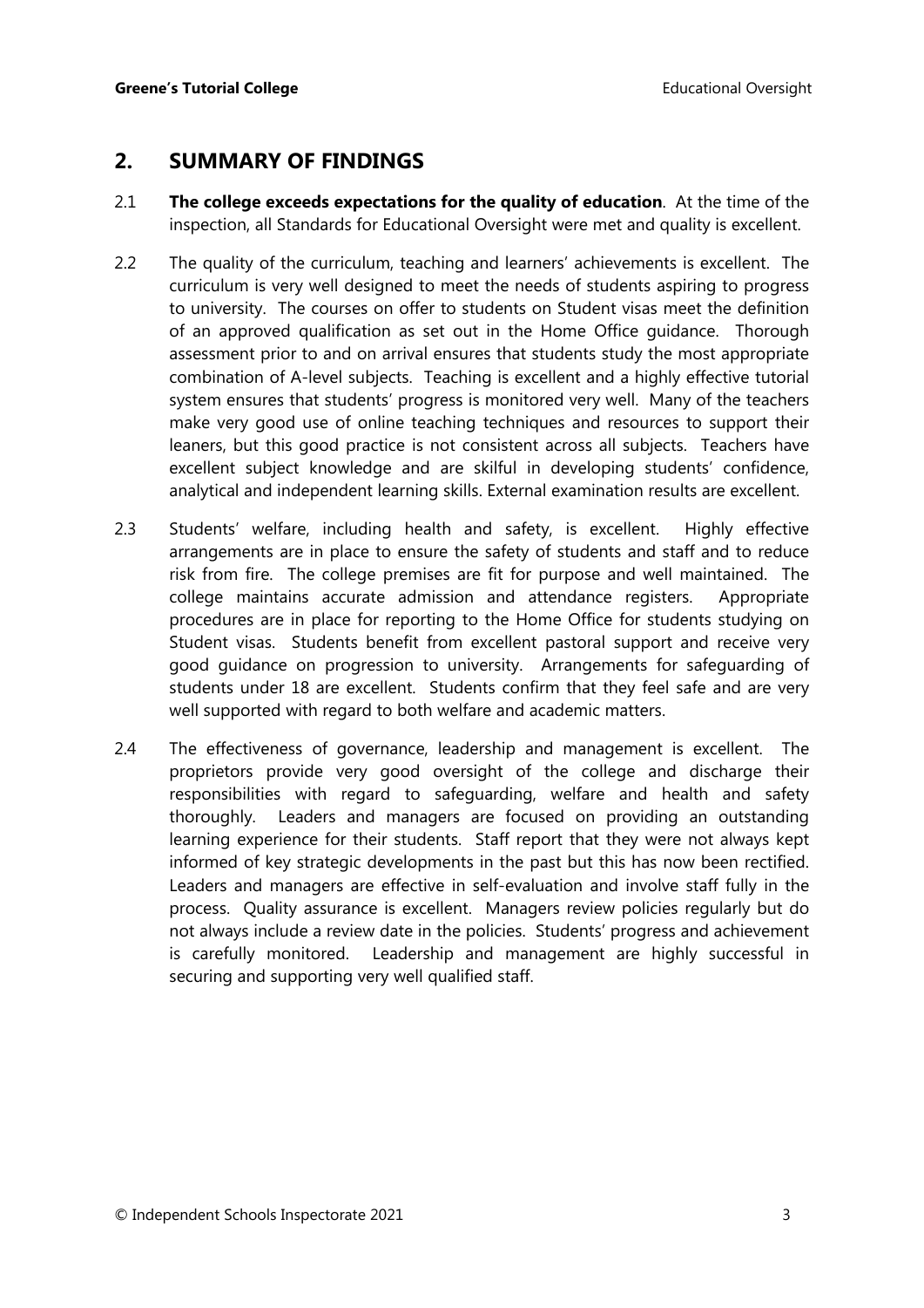## 2. SUMMARY OF FINDINGS

2.1 **The college exceeds expectations for the quality of education**. At the time of the inspection, all Standards for Educational Oversight were met and quality is excellent.

2.2 The quality of the curriculum, teaching and learners' achievements is excellent. The curriculum is very well designed to meet the needs of students aspiring to progress to university. The courses on offer to students on Student visas meet the definition of an approved qualification as set out in the Home Office guidance. Thorough assessment prior to and on arrival ensures that students study the most appropriate combination of A-level subjects. Teaching is excellent and a highly effective tutorial system ensures that students' progress is monitored very well. Many of the teachers make very good use of online teaching techniques and resources to support their leaners, but this good practice is not consistent across all subjects. Teachers have excellent subject knowledge and are skilful in developing students' confidence, analytical and independent learning skills. External examination results are excellent.

2.3 Students' welfare, including health and safety, is excellent. Highly effective arrangements are in place to ensure the safety of students and staff and to reduce risk from fire. The college premises are fit for purpose and well maintained. The college maintains accurate admission and attendance registers. Appropriate procedures are in place for reporting to the Home Office for students studying on Student visas. Students benefit from excellent pastoral support and receive very good guidance on progression to university. Arrangements for safeguarding of students under 18 are excellent. Students confirm that they feel safe and are very well supported with regard to both welfare and academic matters.

2.4 The effectiveness of governance, leadership and management is excellent. The proprietors provide very good oversight of the college and discharge their responsibilities with regard to safeguarding, welfare and health and safety thoroughly. Leaders and managers are focused on providing an outstanding learning experience for their students. Staff report that they were not always kept informed of key strategic developments in the past but this has now been rectified. Leaders and managers are effective in self-evaluation and involve staff fully in the process. Quality assurance is excellent. Managers review policies regularly but do not always include a review date in the policies. Students' progress and achievement is carefully monitored. Leadership and management are highly successful in securing and supporting very well qualified staff.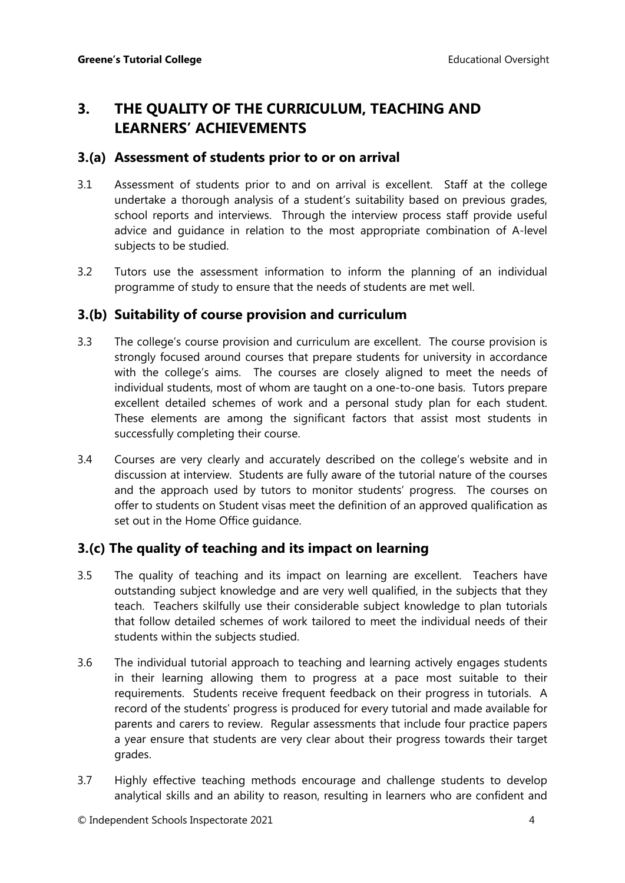## 3. THE QUALITY OF THE CURRICULUM, TEACHING AND LEARNERS' ACHIEVEMENTS

### 3.(a) Assessment of students prior to or on arrival

3.1 Assessment of students prior to and on arrival is excellent. Staff at the college undertake a thorough analysis of a student's suitability based on previous grades, school reports and interviews. Through the interview process staff provide useful advice and guidance in relation to the most appropriate combination of A-level subjects to be studied.

3.2 Tutors use the assessment information to inform the planning of an individual programme of study to ensure that the needs of students are met well.

### 3.(b) Suitability of course provision and curriculum

3.3 The college's course provision and curriculum are excellent. The course provision is strongly focused around courses that prepare students for university in accordance with the college's aims. The courses are closely aligned to meet the needs of individual students, most of whom are taught on a one-to-one basis. Tutors prepare excellent detailed schemes of work and a personal study plan for each student. These elements are among the significant factors that assist most students in successfully completing their course.

3.4 Courses are very clearly and accurately described on the college's website and in discussion at interview. Students are fully aware of the tutorial nature of the courses and the approach used by tutors to monitor students' progress. The courses on offer to students on Student visas meet the definition of an approved qualification as set out in the Home Office guidance.

### 3.(c) The quality of teaching and its impact on learning

3.5 The quality of teaching and its impact on learning are excellent. Teachers have outstanding subject knowledge and are very well qualified, in the subjects that they teach. Teachers skilfully use their considerable subject knowledge to plan tutorials that follow detailed schemes of work tailored to meet the individual needs of their students within the subjects studied.

3.6 The individual tutorial approach to teaching and learning actively engages students in their learning allowing them to progress at a pace most suitable to their requirements. Students receive frequent feedback on their progress in tutorials. A record of the students' progress is produced for every tutorial and made available for parents and carers to review. Regular assessments that include four practice papers a year ensure that students are very clear about their progress towards their target grades.

3.7 Highly effective teaching methods encourage and challenge students to develop analytical skills and an ability to reason, resulting in learners who are confident and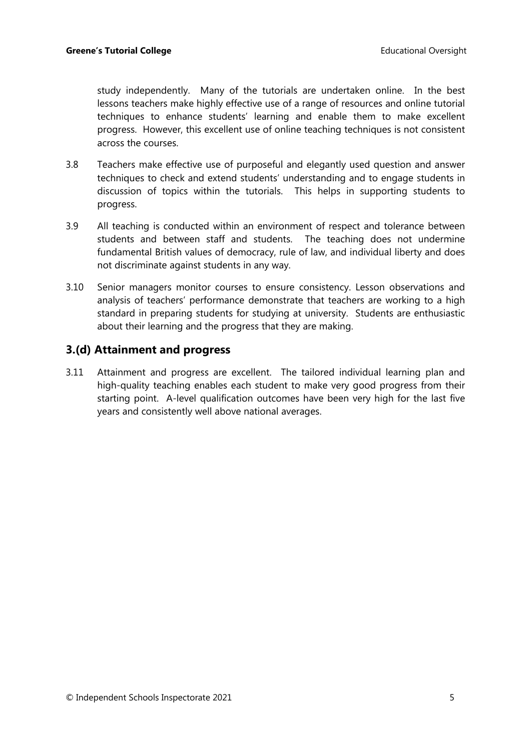study independently. Many of the tutorials are undertaken online. In the best lessons teachers make highly effective use of a range of resources and online tutorial techniques to enhance students' learning and enable them to make excellent progress. However, this excellent use of online teaching techniques is not consistent across the courses.

3.8 Teachers make effective use of purposeful and elegantly used question and answer techniques to check and extend students' understanding and to engage students in discussion of topics within the tutorials. This helps in supporting students to progress.

3.9 All teaching is conducted within an environment of respect and tolerance between students and between staff and students. The teaching does not undermine fundamental British values of democracy, rule of law, and individual liberty and does not discriminate against students in any way.

3.10 Senior managers monitor courses to ensure consistency. Lesson observations and analysis of teachers' performance demonstrate that teachers are working to a high standard in preparing students for studying at university. Students are enthusiastic about their learning and the progress that they are making.

## 3.(d) Attainment and progress

3.11 Attainment and progress are excellent. The tailored individual learning plan and high-quality teaching enables each student to make very good progress from their starting point. A-level qualification outcomes have been very high for the last five years and consistently well above national averages.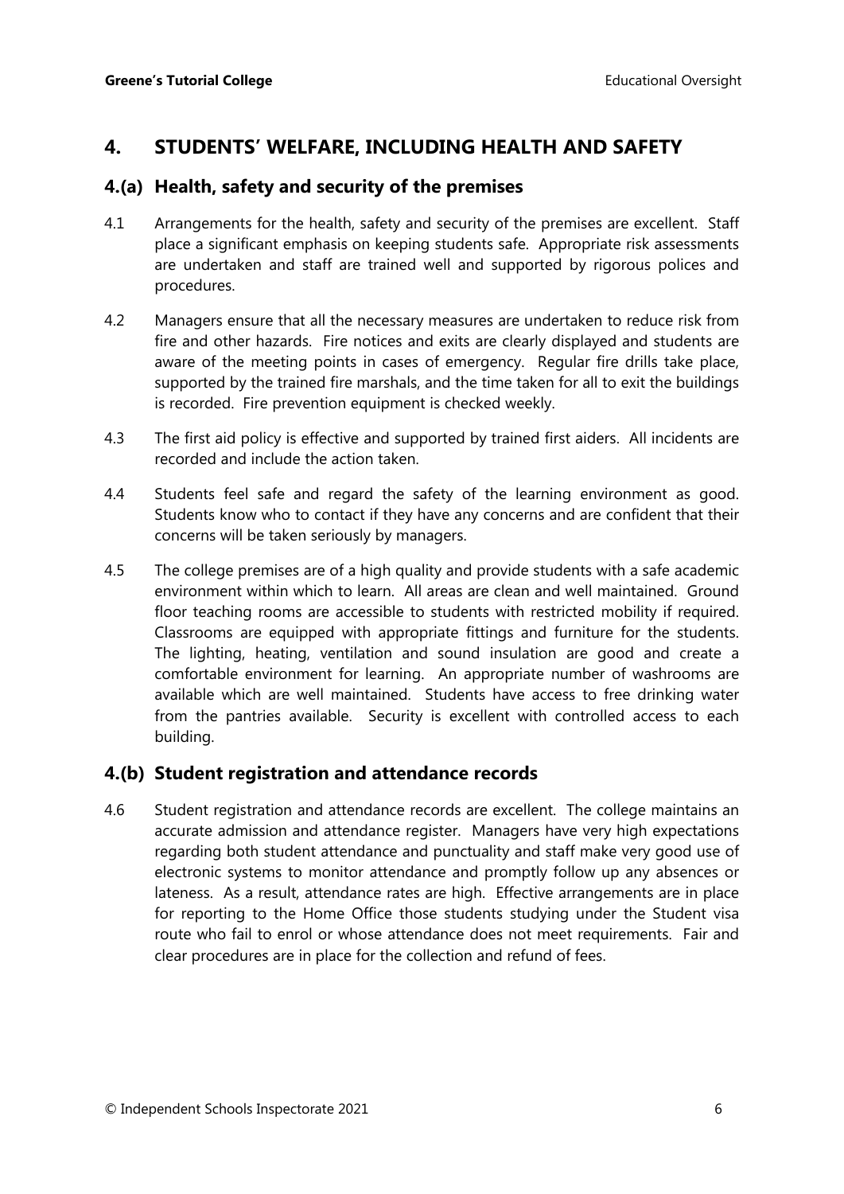## 4. STUDENTS' WELFARE, INCLUDING HEALTH AND SAFETY

### 4.(a) Health, safety and security of the premises

4.1 Arrangements for the health, safety and security of the premises are excellent. Staff place a significant emphasis on keeping students safe. Appropriate risk assessments are undertaken and staff are trained well and supported by rigorous polices and procedures.

4.2 Managers ensure that all the necessary measures are undertaken to reduce risk from fire and other hazards. Fire notices and exits are clearly displayed and students are aware of the meeting points in cases of emergency. Regular fire drills take place, supported by the trained fire marshals, and the time taken for all to exit the buildings is recorded. Fire prevention equipment is checked weekly.

4.3 The first aid policy is effective and supported by trained first aiders. All incidents are recorded and include the action taken.

4.4 Students feel safe and regard the safety of the learning environment as good. Students know who to contact if they have any concerns and are confident that their concerns will be taken seriously by managers.

4.5 The college premises are of a high quality and provide students with a safe academic environment within which to learn. All areas are clean and well maintained. Ground floor teaching rooms are accessible to students with restricted mobility if required. Classrooms are equipped with appropriate fittings and furniture for the students. The lighting, heating, ventilation and sound insulation are good and create a comfortable environment for learning. An appropriate number of washrooms are available which are well maintained. Students have access to free drinking water from the pantries available. Security is excellent with controlled access to each building.

### 4.(b) Student registration and attendance records

4.6 Student registration and attendance records are excellent. The college maintains an accurate admission and attendance register. Managers have very high expectations regarding both student attendance and punctuality and staff make very good use of electronic systems to monitor attendance and promptly follow up any absences or lateness. As a result, attendance rates are high. Effective arrangements are in place for reporting to the Home Office those students studying under the Student visa route who fail to enrol or whose attendance does not meet requirements. Fair and clear procedures are in place for the collection and refund of fees.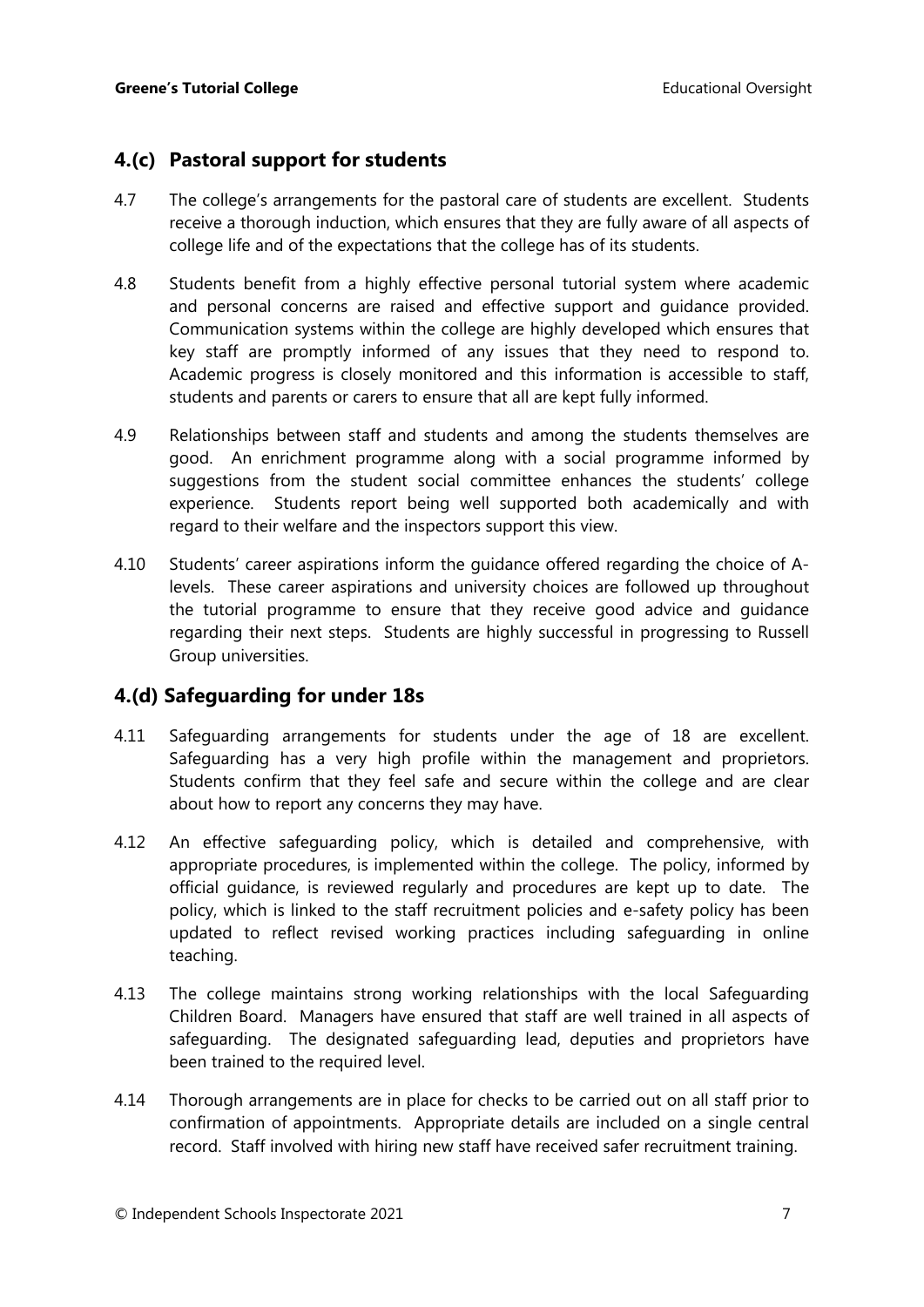## 4.(c) Pastoral support for students

4.7 The college's arrangements for the pastoral care of students are excellent. Students receive a thorough induction, which ensures that they are fully aware of all aspects of college life and of the expectations that the college has of its students.

4.8 Students benefit from a highly effective personal tutorial system where academic and personal concerns are raised and effective support and guidance provided. Communication systems within the college are highly developed which ensures that key staff are promptly informed of any issues that they need to respond to. Academic progress is closely monitored and this information is accessible to staff, students and parents or carers to ensure that all are kept fully informed.

4.9 Relationships between staff and students and among the students themselves are good. An enrichment programme along with a social programme informed by suggestions from the student social committee enhances the students' college experience. Students report being well supported both academically and with regard to their welfare and the inspectors support this view.

4.10 Students' career aspirations inform the guidance offered regarding the choice of A-levels. These career aspirations and university choices are followed up throughout the tutorial programme to ensure that they receive good advice and guidance regarding their next steps. Students are highly successful in progressing to Russell Group universities.

## 4.(d) Safeguarding for under 18s

4.11 Safeguarding arrangements for students under the age of 18 are excellent. Safeguarding has a very high profile within the management and proprietors. Students confirm that they feel safe and secure within the college and are clear about how to report any concerns they may have.

4.12 An effective safeguarding policy, which is detailed and comprehensive, with appropriate procedures, is implemented within the college. The policy, informed by official guidance, is reviewed regularly and procedures are kept up to date. The policy, which is linked to the staff recruitment policies and e-safety policy has been updated to reflect revised working practices including safeguarding in online teaching.

4.13 The college maintains strong working relationships with the local Safeguarding Children Board. Managers have ensured that staff are well trained in all aspects of safeguarding. The designated safeguarding lead, deputies and proprietors have been trained to the required level.

4.14 Thorough arrangements are in place for checks to be carried out on all staff prior to confirmation of appointments. Appropriate details are included on a single central record. Staff involved with hiring new staff have received safer recruitment training.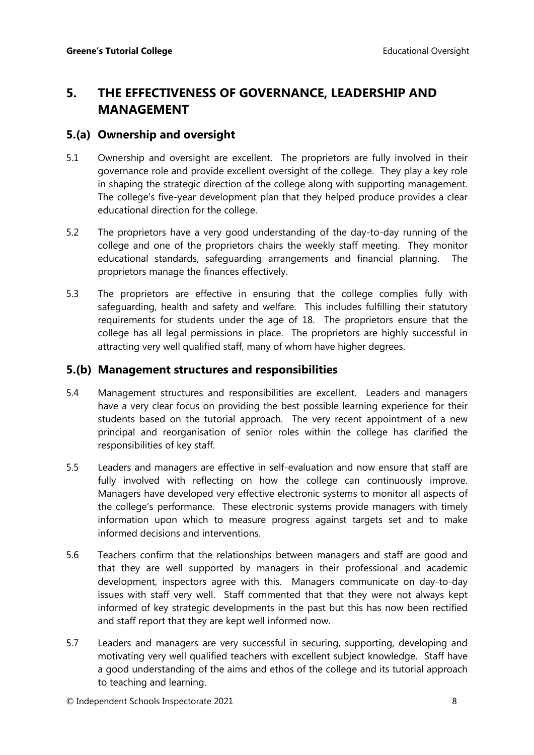## 5. THE EFFECTIVENESS OF GOVERNANCE, LEADERSHIP AND MANAGEMENT

### 5.(a) Ownership and oversight

5.1 Ownership and oversight are excellent. The proprietors are fully involved in their governance role and provide excellent oversight of the college. They play a key role in shaping the strategic direction of the college along with supporting management. The college's five-year development plan that they helped produce provides a clear educational direction for the college.

5.2 The proprietors have a very good understanding of the day-to-day running of the college and one of the proprietors chairs the weekly staff meeting. They monitor educational standards, safeguarding arrangements and financial planning. The proprietors manage the finances effectively.

5.3 The proprietors are effective in ensuring that the college complies fully with safeguarding, health and safety and welfare. This includes fulfilling their statutory requirements for students under the age of 18. The proprietors ensure that the college has all legal permissions in place. The proprietors are highly successful in attracting very well qualified staff, many of whom have higher degrees.

### 5.(b) Management structures and responsibilities

5.4 Management structures and responsibilities are excellent. Leaders and managers have a very clear focus on providing the best possible learning experience for their students based on the tutorial approach. The very recent appointment of a new principal and reorganisation of senior roles within the college has clarified the responsibilities of key staff.

5.5 Leaders and managers are effective in self-evaluation and now ensure that staff are fully involved with reflecting on how the college can continuously improve. Managers have developed very effective electronic systems to monitor all aspects of the college's performance. These electronic systems provide managers with timely information upon which to measure progress against targets set and to make informed decisions and interventions.

5.6 Teachers confirm that the relationships between managers and staff are good and that they are well supported by managers in their professional and academic development, inspectors agree with this. Managers communicate on day-to-day issues with staff very well. Staff commented that that they were not always kept informed of key strategic developments in the past but this has now been rectified and staff report that they are kept well informed now.

5.7 Leaders and managers are very successful in securing, supporting, developing and motivating very well qualified teachers with excellent subject knowledge. Staff have a good understanding of the aims and ethos of the college and its tutorial approach to teaching and learning.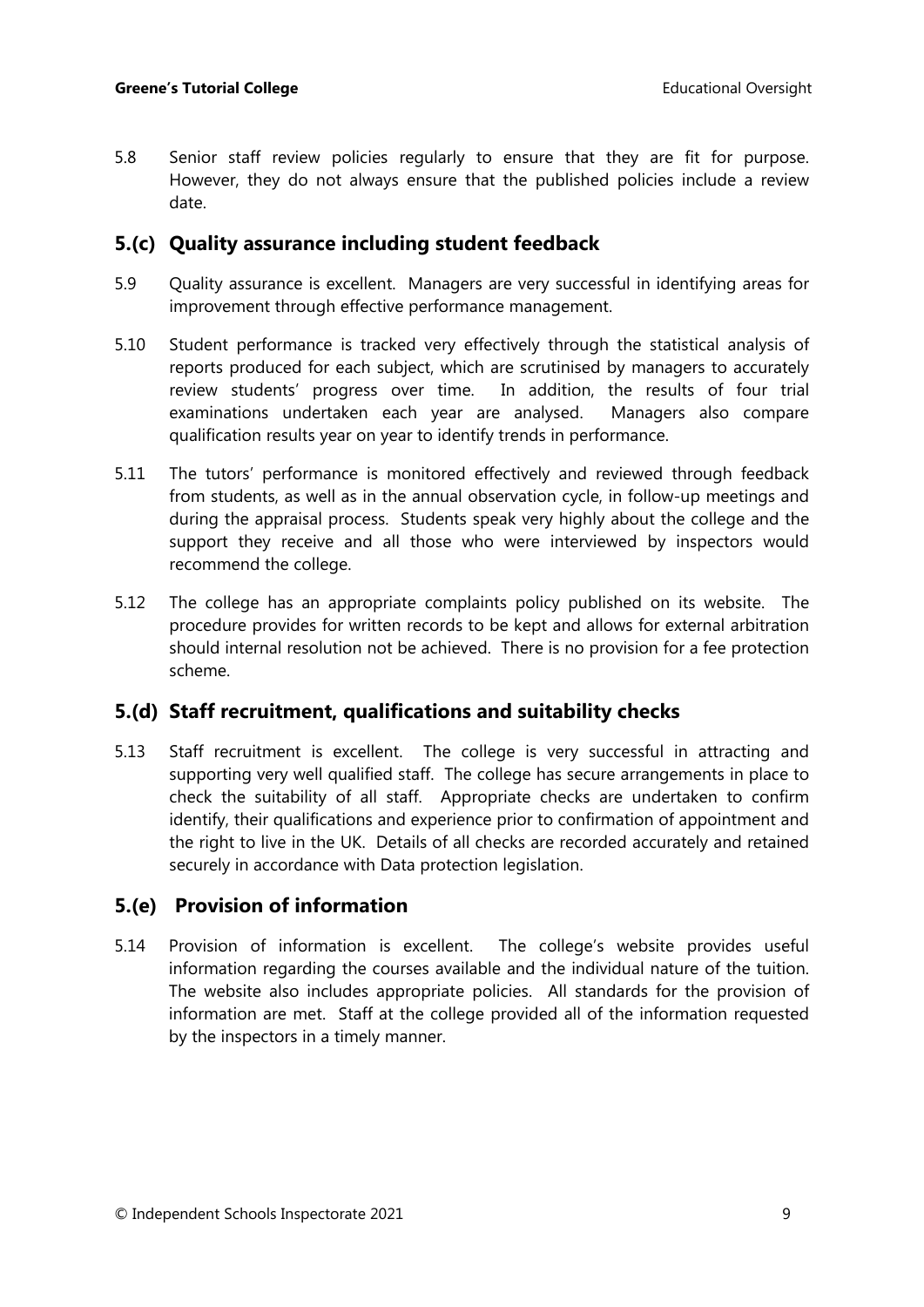5.8 Senior staff review policies regularly to ensure that they are fit for purpose. However, they do not always ensure that the published policies include a review date.

## 5.(c) Quality assurance including student feedback

5.9 Quality assurance is excellent. Managers are very successful in identifying areas for improvement through effective performance management.

5.10 Student performance is tracked very effectively through the statistical analysis of reports produced for each subject, which are scrutinised by managers to accurately review students' progress over time. In addition, the results of four trial examinations undertaken each year are analysed. Managers also compare qualification results year on year to identify trends in performance.

5.11 The tutors' performance is monitored effectively and reviewed through feedback from students, as well as in the annual observation cycle, in follow-up meetings and during the appraisal process. Students speak very highly about the college and the support they receive and all those who were interviewed by inspectors would recommend the college.

5.12 The college has an appropriate complaints policy published on its website. The procedure provides for written records to be kept and allows for external arbitration should internal resolution not be achieved. There is no provision for a fee protection scheme.

## 5.(d) Staff recruitment, qualifications and suitability checks

5.13 Staff recruitment is excellent. The college is very successful in attracting and supporting very well qualified staff. The college has secure arrangements in place to check the suitability of all staff. Appropriate checks are undertaken to confirm identify, their qualifications and experience prior to confirmation of appointment and the right to live in the UK. Details of all checks are recorded accurately and retained securely in accordance with Data protection legislation.

## 5.(e) Provision of information

5.14 Provision of information is excellent. The college's website provides useful information regarding the courses available and the individual nature of the tuition. The website also includes appropriate policies. All standards for the provision of information are met. Staff at the college provided all of the information requested by the inspectors in a timely manner.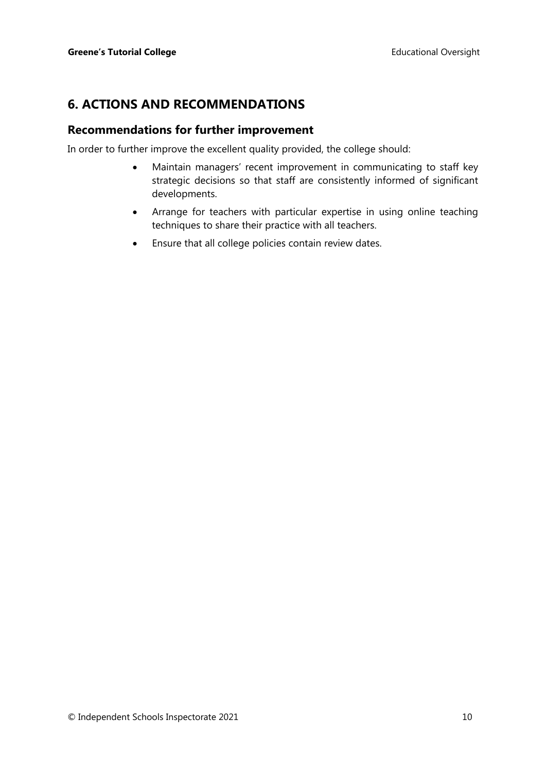## 6. ACTIONS AND RECOMMENDATIONS

### Recommendations for further improvement

In order to further improve the excellent quality provided, the college should:

- Maintain managers' recent improvement in communicating to staff key strategic decisions so that staff are consistently informed of significant developments.
- Arrange for teachers with particular expertise in using online teaching techniques to share their practice with all teachers.
- Ensure that all college policies contain review dates.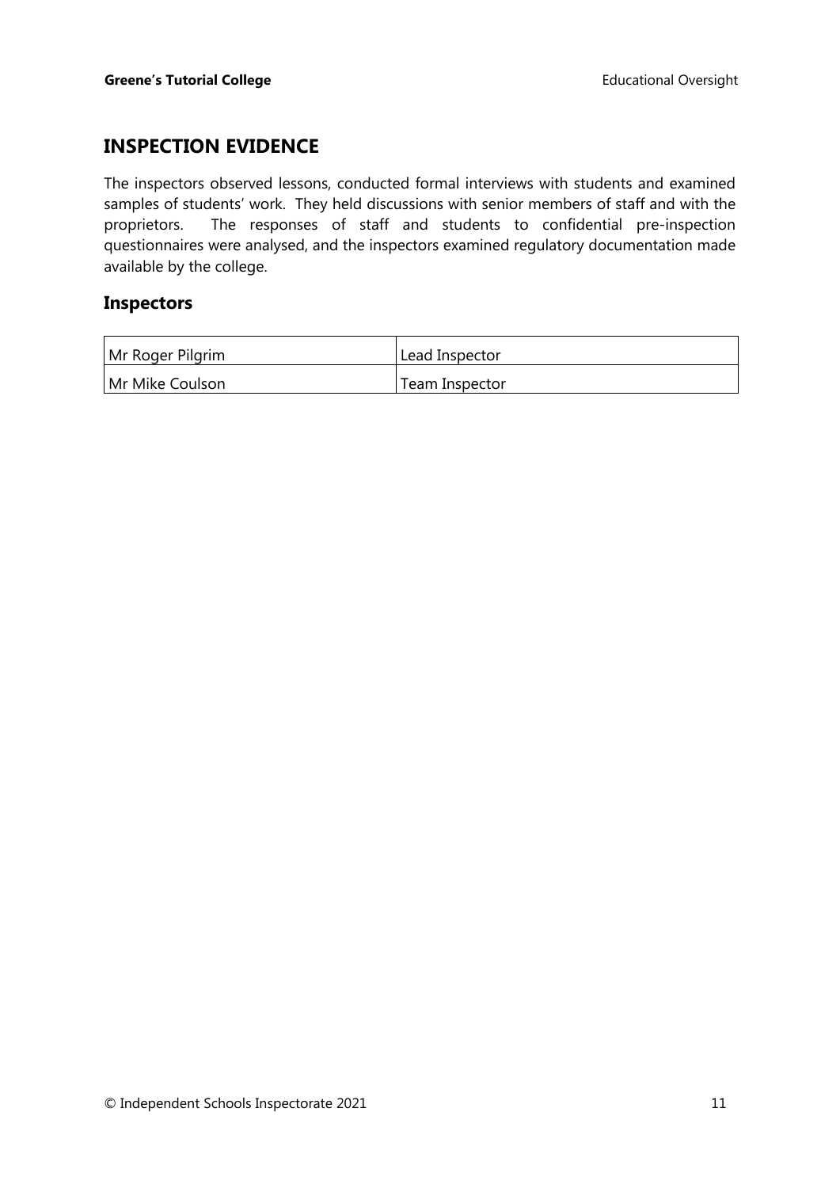## INSPECTION EVIDENCE

The inspectors observed lessons, conducted formal interviews with students and examined samples of students' work. They held discussions with senior members of staff and with the proprietors. The responses of staff and students to confidential pre-inspection questionnaires were analysed, and the inspectors examined regulatory documentation made available by the college.

### Inspectors

| | |
|---|---|
| Mr Roger Pilgrim | Lead Inspector |
| Mr Mike Coulson | Team Inspector |